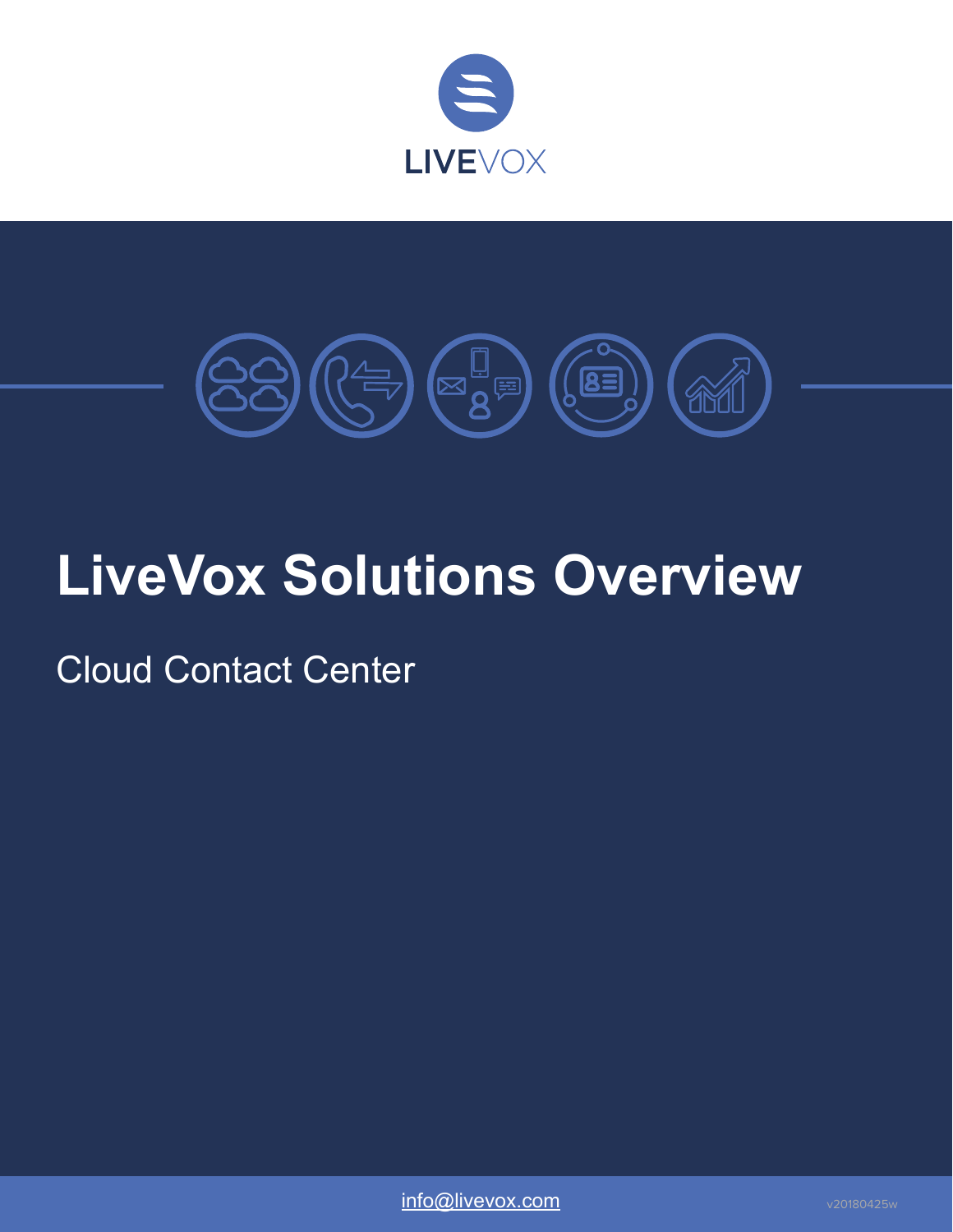LIVEVOX

# LiveVox Solutions Overview

## Cloud Contact Center

info@livevox.com

v20180425w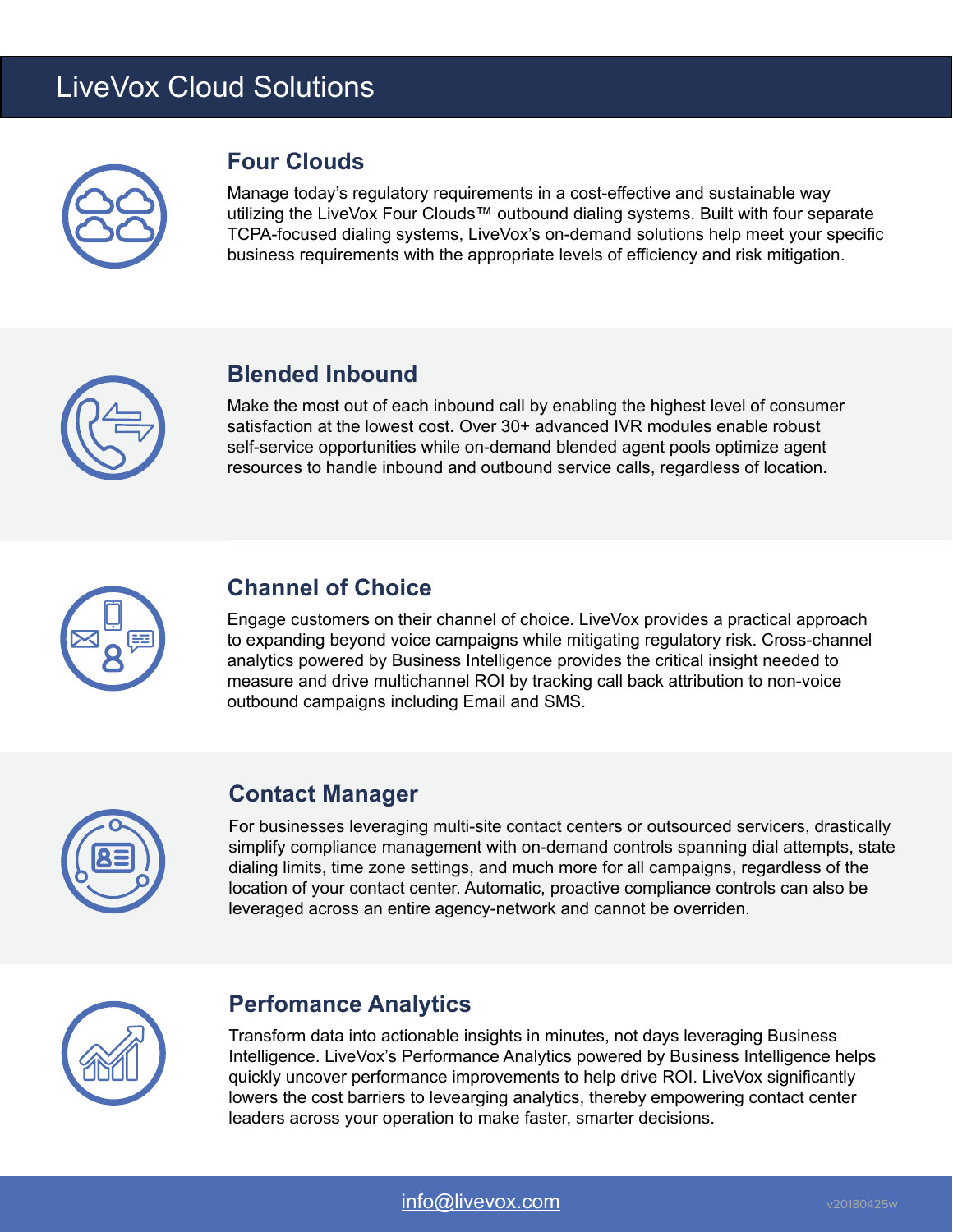# LiveVox Cloud Solutions

## Four Clouds

Manage today's regulatory requirements in a cost-effective and sustainable way utilizing the LiveVox Four Clouds™ outbound dialing systems. Built with four separate TCPA-focused dialing systems, LiveVox's on-demand solutions help meet your specific business requirements with the appropriate levels of efficiency and risk mitigation.

## Blended Inbound

Make the most out of each inbound call by enabling the highest level of consumer satisfaction at the lowest cost. Over 30+ advanced IVR modules enable robust self-service opportunities while on-demand blended agent pools optimize agent resources to handle inbound and outbound service calls, regardless of location.

## Channel of Choice

Engage customers on their channel of choice. LiveVox provides a practical approach to expanding beyond voice campaigns while mitigating regulatory risk. Cross-channel analytics powered by Business Intelligence provides the critical insight needed to measure and drive multichannel ROI by tracking call back attribution to non-voice outbound campaigns including Email and SMS.

## Contact Manager

For businesses leveraging multi-site contact centers or outsourced servicers, drastically simplify compliance management with on-demand controls spanning dial attempts, state dialing limits, time zone settings, and much more for all campaigns, regardless of the location of your contact center. Automatic, proactive compliance controls can also be leveraged across an entire agency-network and cannot be overriden.

## Perfomance Analytics

Transform data into actionable insights in minutes, not days leveraging Business Intelligence. LiveVox's Performance Analytics powered by Business Intelligence helps quickly uncover performance improvements to help drive ROI. LiveVox significantly lowers the cost barriers to levearging analytics, thereby empowering contact center leaders across your operation to make faster, smarter decisions.

info@livevox.com

v20180425w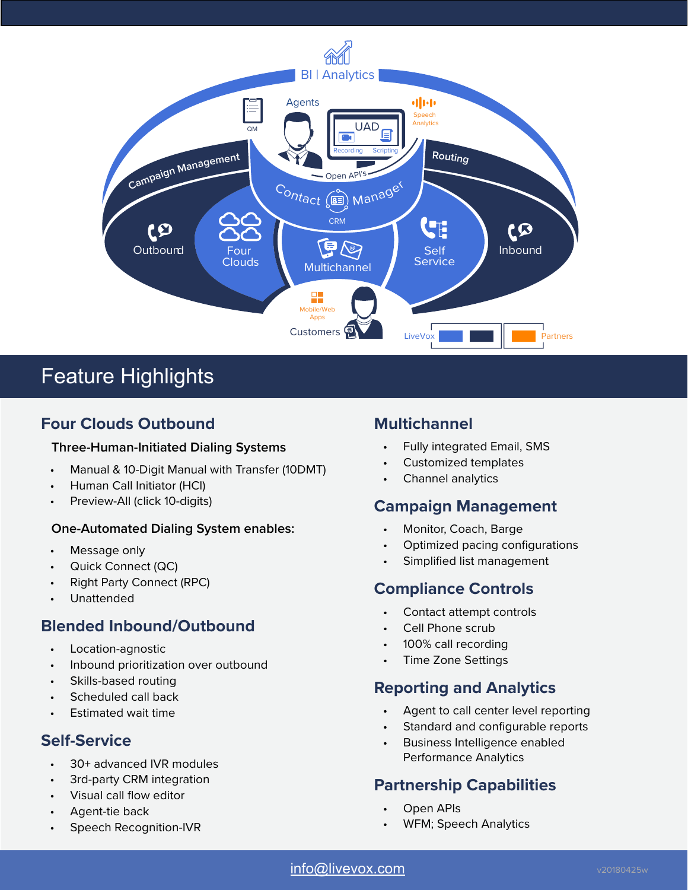BI | Analytics

QM

Agents

UAD

Recording

Scripting

Speech Analytics

Campaign Management

Routing

Open API's

Contact Manager

CRM

Outbound

Four Clouds

Multichannel

Self Service

Inbound

Mobile/Web Apps

Customers

LiveVox

Partners

# Feature Highlights

## Four Clouds Outbound

### Three-Human-Initiated Dialing Systems

- Manual & 10-Digit Manual with Transfer (10DMT)
- Human Call Initiator (HCI)
- Preview-All (click 10-digits)

### One-Automated Dialing System enables:

- Message only
- Quick Connect (QC)
- Right Party Connect (RPC)
- Unattended

## Blended Inbound/Outbound

- Location-agnostic
- Inbound prioritization over outbound
- Skills-based routing
- Scheduled call back
- Estimated wait time

## Self-Service

- 30+ advanced IVR modules
- 3rd-party CRM integration
- Visual call flow editor
- Agent-tie back
- Speech Recognition-IVR

## Multichannel

- Fully integrated Email, SMS
- Customized templates
- Channel analytics

## Campaign Management

- Monitor, Coach, Barge
- Optimized pacing configurations
- Simplified list management

## Compliance Controls

- Contact attempt controls
- Cell Phone scrub
- 100% call recording
- Time Zone Settings

## Reporting and Analytics

- Agent to call center level reporting
- Standard and configurable reports
- Business Intelligence enabled Performance Analytics

## Partnership Capabilities

- Open APIs
- WFM; Speech Analytics

info@livevox.com

v20180425w